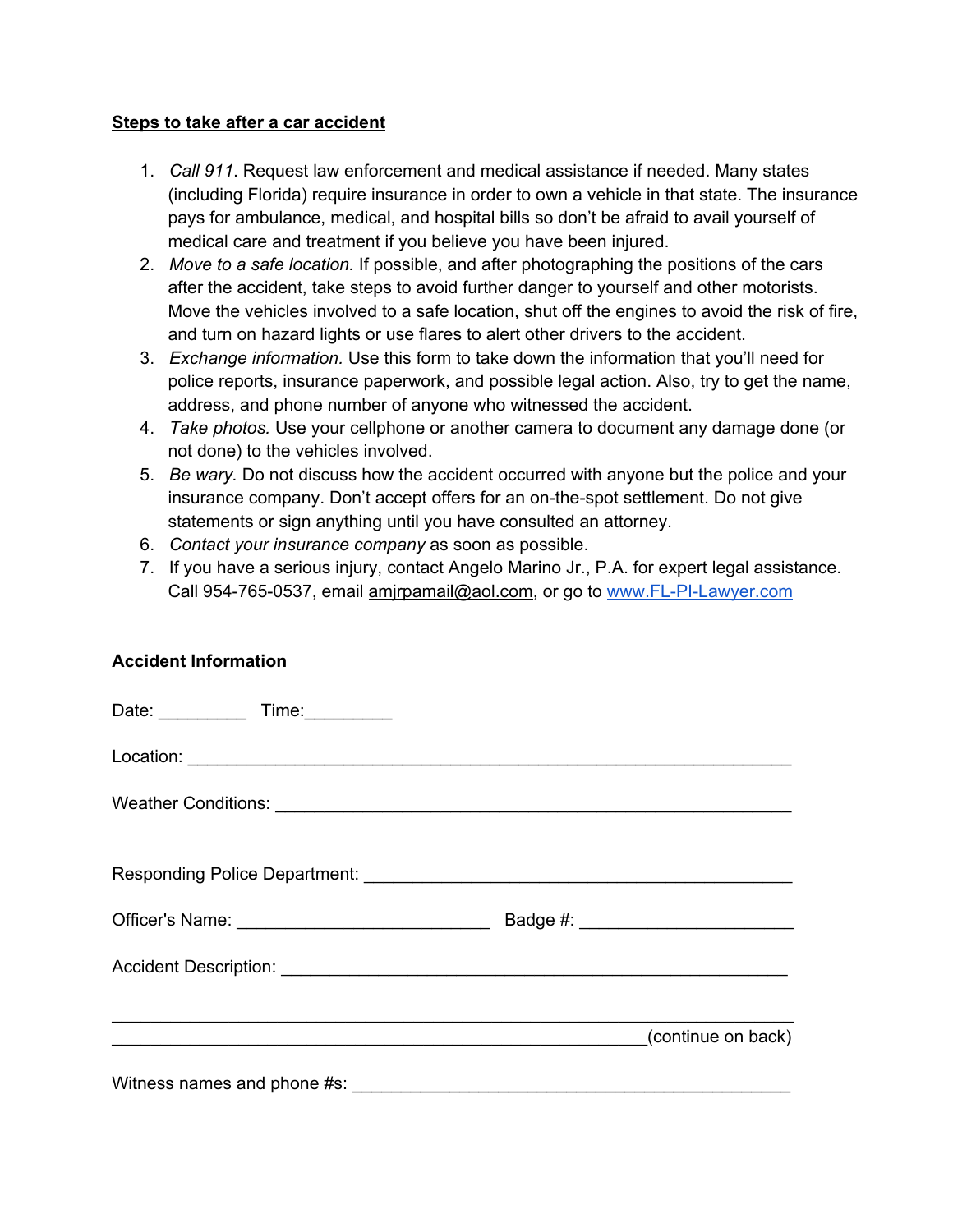**Steps to take after a car accident**

1. *Call 911*. Request law enforcement and medical assistance if needed. Many states (including Florida) require insurance in order to own a vehicle in that state. The insurance pays for ambulance, medical, and hospital bills so don't be afraid to avail yourself of medical care and treatment if you believe you have been injured.
2. *Move to a safe location.* If possible, and after photographing the positions of the cars after the accident, take steps to avoid further danger to yourself and other motorists. Move the vehicles involved to a safe location, shut off the engines to avoid the risk of fire, and turn on hazard lights or use flares to alert other drivers to the accident.
3. *Exchange information.* Use this form to take down the information that you'll need for police reports, insurance paperwork, and possible legal action. Also, try to get the name, address, and phone number of anyone who witnessed the accident.
4. *Take photos.* Use your cellphone or another camera to document any damage done (or not done) to the vehicles involved.
5. *Be wary.* Do not discuss how the accident occurred with anyone but the police and your insurance company. Don't accept offers for an on-the-spot settlement. Do not give statements or sign anything until you have consulted an attorney.
6. *Contact your insurance company* as soon as possible.
7. If you have a serious injury, contact Angelo Marino Jr., P.A. for expert legal assistance. Call 954-765-0537, email amjrpamail@aol.com, or go to www.FL-PI-Lawyer.com

**Accident Information**

Date: _________ Time:_________

Location: ____________________________________________________________

Weather Conditions: ____________________________________________________

Responding Police Department: ___________________________________________

Officer's Name: __________________________ Badge #: _____________________

Accident Description: ____________________________________________________

______________________________________________________________________

_______________________________________________________(continue on back)

Witness names and phone #s: _____________________________________________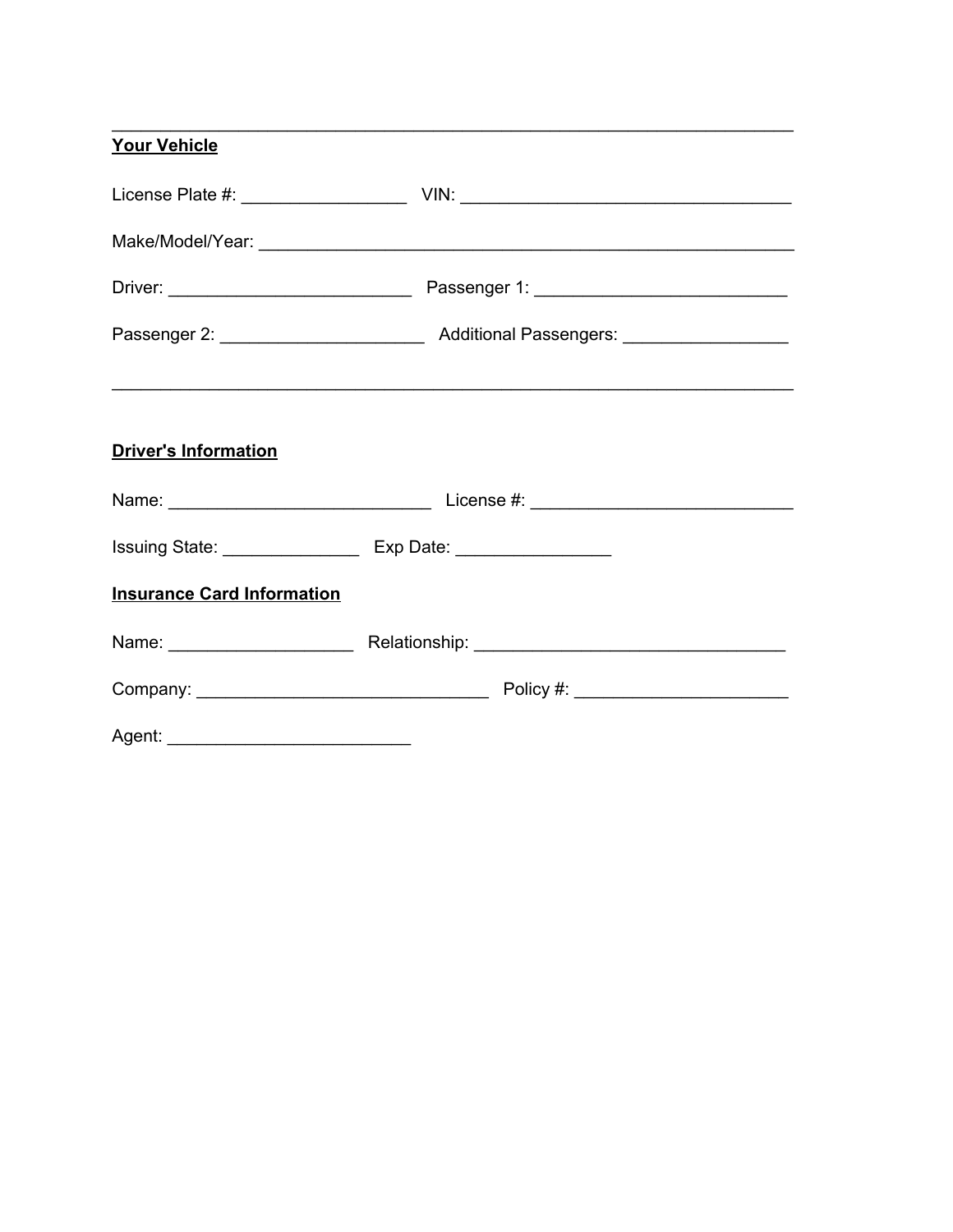---

**Your Vehicle**

License Plate #: ________________ VIN: ________________________________

Make/Model/Year: ________________________________________________________

Driver: ________________________ Passenger 1: ________________________

Passenger 2: ____________________ Additional Passengers: ________________

---

**Driver's Information**

Name: __________________________ License #: __________________________

Issuing State: _____________ Exp Date: _______________

**Insurance Card Information**

Name: __________________ Relationship: ______________________________

Company: ____________________________ Policy #: _____________________

Agent: ________________________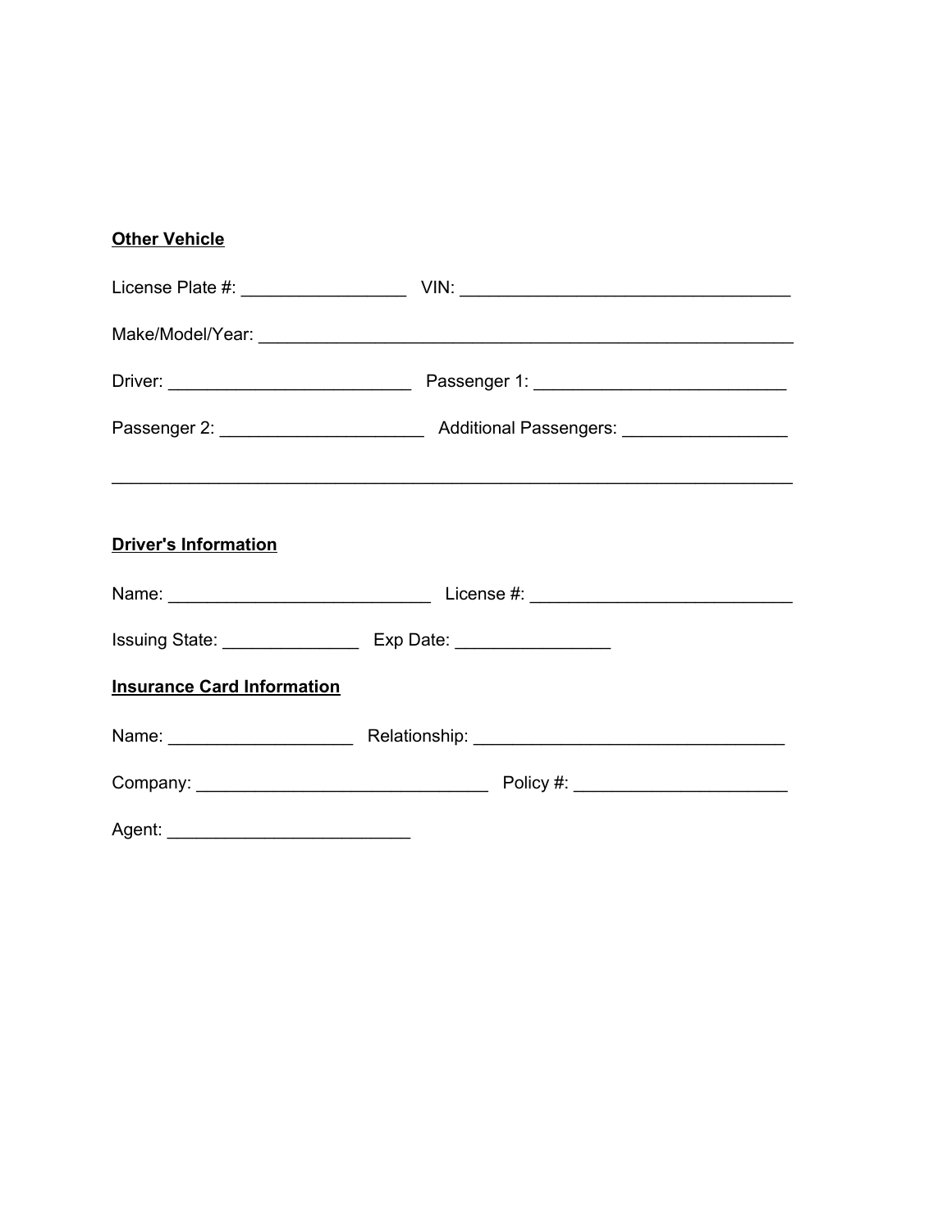**Other Vehicle**

License Plate #: ________________ VIN: ________________________________

Make/Model/Year: ____________________________________________________

Driver: ________________________ Passenger 1: ________________________

Passenger 2: ____________________ Additional Passengers: ________________

______________________________________________________________________

**Driver's Information**

Name: __________________________ License #: __________________________

Issuing State: ______________ Exp Date: _______________

**Insurance Card Information**

Name: __________________ Relationship: ______________________________

Company: ____________________________ Policy #: _____________________

Agent: ________________________